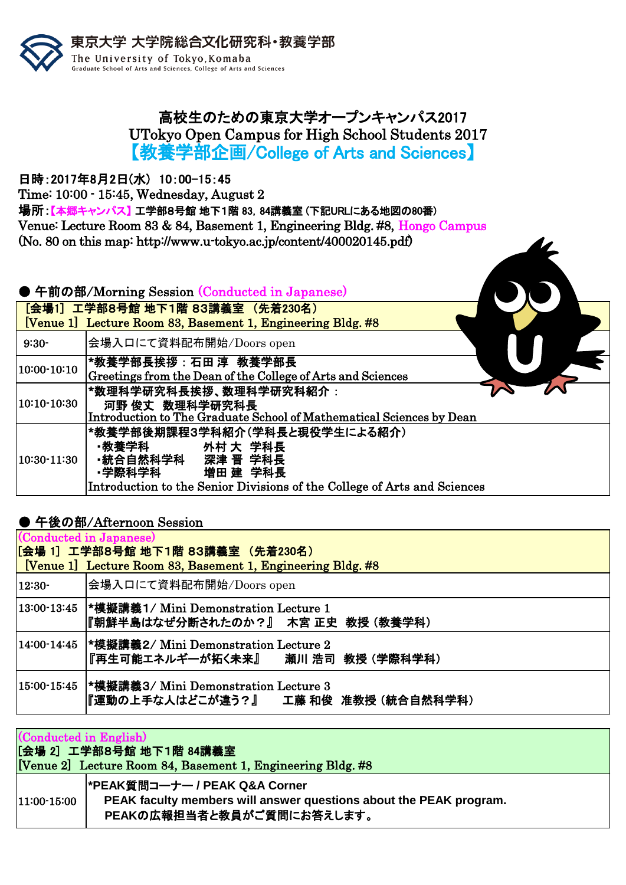東京大学 大学院総合文化研究科・教養学部
The University of Tokyo, Komaba
Graduate School of Arts and Sciences, College of Arts and Sciences

# 高校生のための東京大学オープンキャンパス2017
# UTokyo Open Campus for High School Students 2017
## 【教養学部企画/College of Arts and Sciences】

**日時：2017年8月2日(水) 10:00-15:45**
Time: 10:00 - 15:45, Wednesday, August 2
**場所：【本郷キャンパス】工学部8号館 地下1階 83, 84講義室（下記URLにある地図の80番）**
Venue: Lecture Room 83 & 84, Basement 1, Engineering Bldg. #8, Hongo Campus
(No. 80 on this map: http://www.u-tokyo.ac.jp/content/400020145.pdf)

### ● 午前の部/Morning Session (Conducted in Japanese)

| ［会場1］工学部8号館 地下1階 83講義室 （先着230名）<br>［Venue 1］Lecture Room 83, Basement 1, Engineering Bldg. #8 | |
|---|---|
| 9:30- | 会場入口にて資料配布開始/Doors open |
| 10:00-10:10 | *教養学部長挨拶：石田 淳 教養学部長<br>Greetings from the Dean of the College of Arts and Sciences |
| 10:10-10:30 | *数理科学研究科長挨拶、数理科学研究科紹介：<br>河野 俊丈 数理科学研究科長<br>Introduction to The Graduate School of Mathematical Sciences by Dean |
| 10:30-11:30 | *教養学部後期課程3学科紹介（学科長と現役学生による紹介）<br>・教養学科 外村 大 学科長<br>・統合自然科学科 深津 晋 学科長<br>・学際科学科 増田 建 学科長<br>Introduction to the Senior Divisions of the College of Arts and Sciences |

### ● 午後の部/Afternoon Session

| (Conducted in Japanese)<br>［会場 1］工学部8号館 地下1階 83講義室 （先着230名）<br>［Venue 1］Lecture Room 83, Basement 1, Engineering Bldg. #8 | |
|---|---|
| 12:30- | 会場入口にて資料配布開始/Doors open |
| 13:00-13:45 | *模擬講義1/ Mini Demonstration Lecture 1<br>『朝鮮半島はなぜ分断されたのか？』 木宮 正史 教授（教養学科） |
| 14:00-14:45 | *模擬講義2/ Mini Demonstration Lecture 2<br>『再生可能エネルギーが拓く未来』 瀬川 浩司 教授（学際科学科） |
| 15:00-15:45 | *模擬講義3/ Mini Demonstration Lecture 3<br>『運動の上手な人はどこが違う？』 工藤 和俊 准教授（統合自然科学科） |

| (Conducted in English)<br>［会場 2］工学部8号館 地下1階 84講義室<br>［Venue 2］Lecture Room 84, Basement 1, Engineering Bldg. #8 | |
|---|---|
| 11:00-15:00 | *PEAK質問コーナー / PEAK Q&A Corner<br>PEAK faculty members will answer questions about the PEAK program.<br>PEAKの広報担当者と教員がご質問にお答えします。 |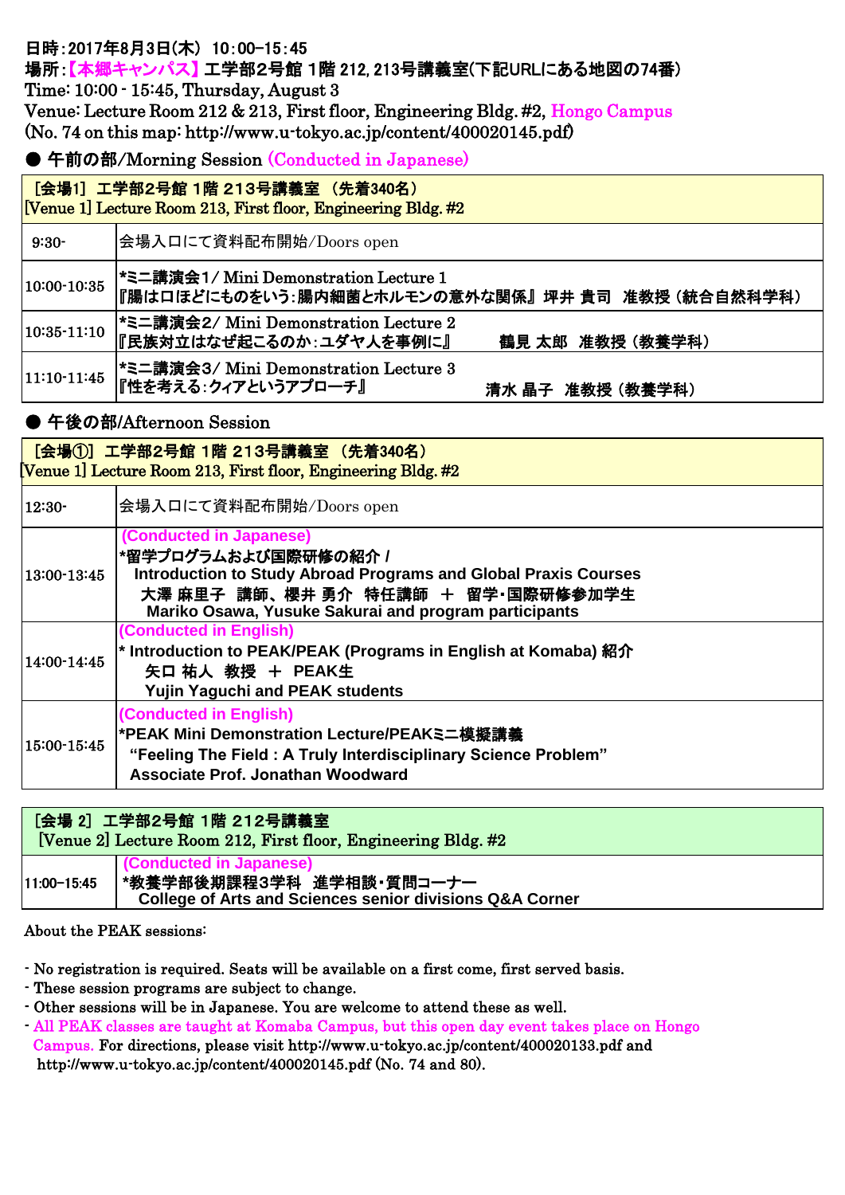日時：2017年8月3日(木) 10:00-15:45
場所：【本郷キャンパス】工学部2号館 1階 212, 213号講義室(下記URLにある地図の74番)
Time: 10:00 - 15:45, Thursday, August 3
Venue: Lecture Room 212 & 213, First floor, Engineering Bldg. #2, Hongo Campus
(No. 74 on this map: http://www.u-tokyo.ac.jp/content/400020145.pdf)

## ● 午前の部/Morning Session (Conducted in Japanese)

| ［会場1］ 工学部2号館 1階 213号講義室 （先着340名）<br>[Venue 1] Lecture Room 213, First floor, Engineering Bldg. #2 | |
|---|---|
| 9:30- | 会場入口にて資料配布開始/Doors open |
| 10:00-10:35 | *ミニ講演会1/ Mini Demonstration Lecture 1<br>『腸は口ほどにものをいう：腸内細菌とホルモンの意外な関係』 坪井 貴司 准教授（統合自然科学科） |
| 10:35-11:10 | *ミニ講演会2/ Mini Demonstration Lecture 2<br>『民族対立はなぜ起こるのか：ユダヤ人を事例に』 鶴見 太郎 准教授（教養学科） |
| 11:10-11:45 | *ミニ講演会3/ Mini Demonstration Lecture 3<br>『性を考える：クィアというアプローチ』 清水 晶子 准教授（教養学科） |

## ● 午後の部/Afternoon Session

| ［会場①］ 工学部2号館 1階 213号講義室 （先着340名）<br>[Venue 1] Lecture Room 213, First floor, Engineering Bldg. #2 | |
|---|---|
| 12:30- | 会場入口にて資料配布開始/Doors open |
| 13:00-13:45 | (Conducted in Japanese)<br>*留学プログラムおよび国際研修の紹介 /<br>Introduction to Study Abroad Programs and Global Praxis Courses<br>大澤 麻里子 講師、櫻井 勇介 特任講師 ＋ 留学・国際研修参加学生<br>Mariko Osawa, Yusuke Sakurai and program participants |
| 14:00-14:45 | (Conducted in English)<br>* Introduction to PEAK/PEAK (Programs in English at Komaba) 紹介<br>矢口 祐人 教授 ＋ PEAK生<br>Yujin Yaguchi and PEAK students |
| 15:00-15:45 | (Conducted in English)<br>*PEAK Mini Demonstration Lecture/PEAKミニ模擬講義<br>"Feeling The Field : A Truly Interdisciplinary Science Problem"<br>Associate Prof. Jonathan Woodward |

| ［会場 2］ 工学部2号館 1階 212号講義室<br>[Venue 2] Lecture Room 212, First floor, Engineering Bldg. #2 | |
|---|---|
| 11:00-15:45 | (Conducted in Japanese)<br>*教養学部後期課程3学科 進学相談・質問コーナー<br>College of Arts and Sciences senior divisions Q&A Corner |

About the PEAK sessions:

- No registration is required. Seats will be available on a first come, first served basis.
- These session programs are subject to change.
- Other sessions will be in Japanese. You are welcome to attend these as well.
- All PEAK classes are taught at Komaba Campus, but this open day event takes place on Hongo Campus. For directions, please visit http://www.u-tokyo.ac.jp/content/400020133.pdf and http://www.u-tokyo.ac.jp/content/400020145.pdf (No. 74 and 80).